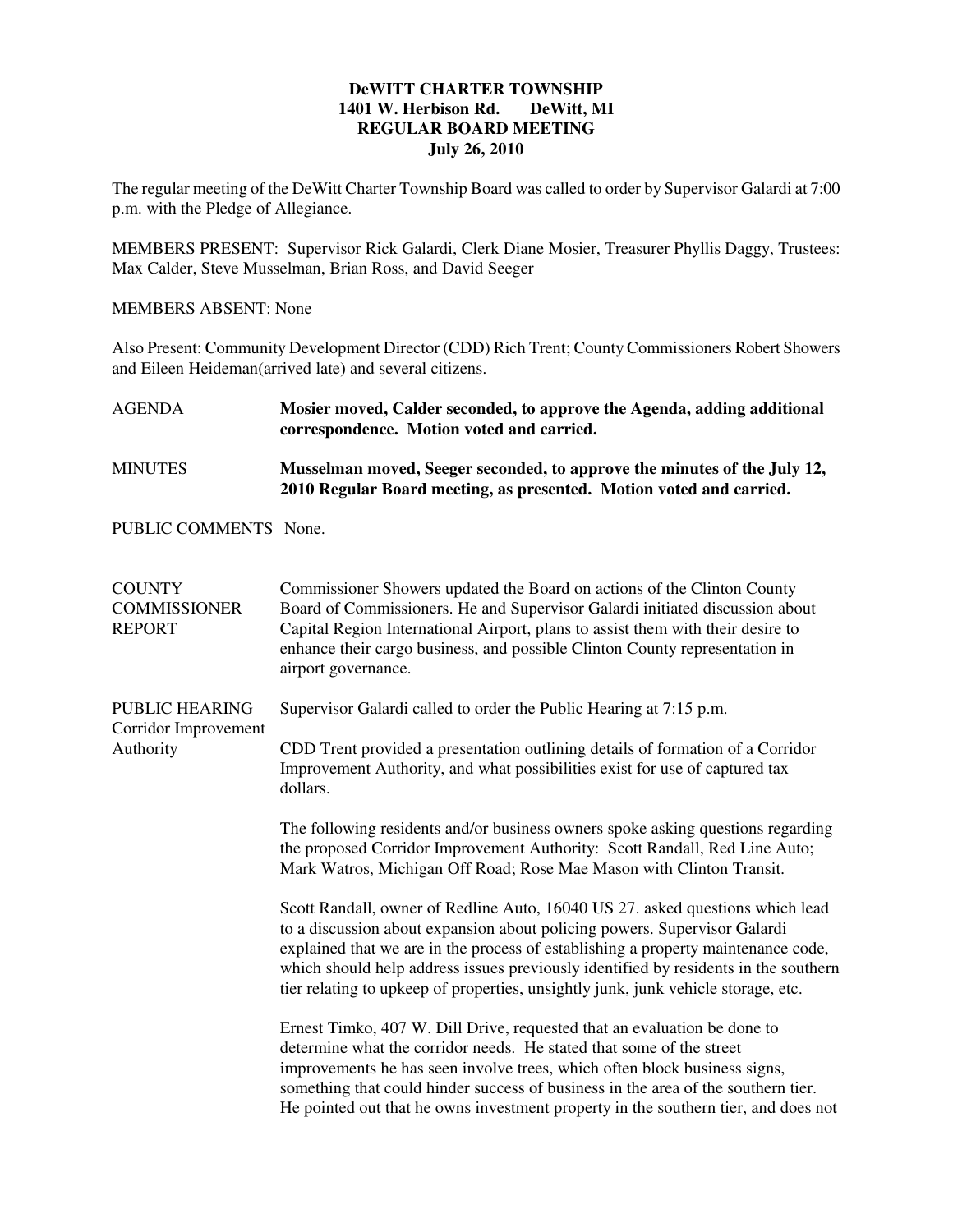**DeWITT CHARTER TOWNSHIP**
**1401 W. Herbison Rd. DeWitt, MI**
**REGULAR BOARD MEETING**
**July 26, 2010**

The regular meeting of the DeWitt Charter Township Board was called to order by Supervisor Galardi at 7:00 p.m. with the Pledge of Allegiance.

MEMBERS PRESENT: Supervisor Rick Galardi, Clerk Diane Mosier, Treasurer Phyllis Daggy, Trustees: Max Calder, Steve Musselman, Brian Ross, and David Seeger

MEMBERS ABSENT: None

Also Present: Community Development Director (CDD) Rich Trent; County Commissioners Robert Showers and Eileen Heideman(arrived late) and several citizens.

AGENDA **Mosier moved, Calder seconded, to approve the Agenda, adding additional correspondence. Motion voted and carried.**

MINUTES **Musselman moved, Seeger seconded, to approve the minutes of the July 12, 2010 Regular Board meeting, as presented. Motion voted and carried.**

PUBLIC COMMENTS None.

COUNTY COMMISSIONER REPORT

Commissioner Showers updated the Board on actions of the Clinton County Board of Commissioners. He and Supervisor Galardi initiated discussion about Capital Region International Airport, plans to assist them with their desire to enhance their cargo business, and possible Clinton County representation in airport governance.

PUBLIC HEARING Corridor Improvement Authority

Supervisor Galardi called to order the Public Hearing at 7:15 p.m.

CDD Trent provided a presentation outlining details of formation of a Corridor Improvement Authority, and what possibilities exist for use of captured tax dollars.

The following residents and/or business owners spoke asking questions regarding the proposed Corridor Improvement Authority: Scott Randall, Red Line Auto; Mark Watros, Michigan Off Road; Rose Mae Mason with Clinton Transit.

Scott Randall, owner of Redline Auto, 16040 US 27. asked questions which lead to a discussion about expansion about policing powers. Supervisor Galardi explained that we are in the process of establishing a property maintenance code, which should help address issues previously identified by residents in the southern tier relating to upkeep of properties, unsightly junk, junk vehicle storage, etc.

Ernest Timko, 407 W. Dill Drive, requested that an evaluation be done to determine what the corridor needs. He stated that some of the street improvements he has seen involve trees, which often block business signs, something that could hinder success of business in the area of the southern tier. He pointed out that he owns investment property in the southern tier, and does not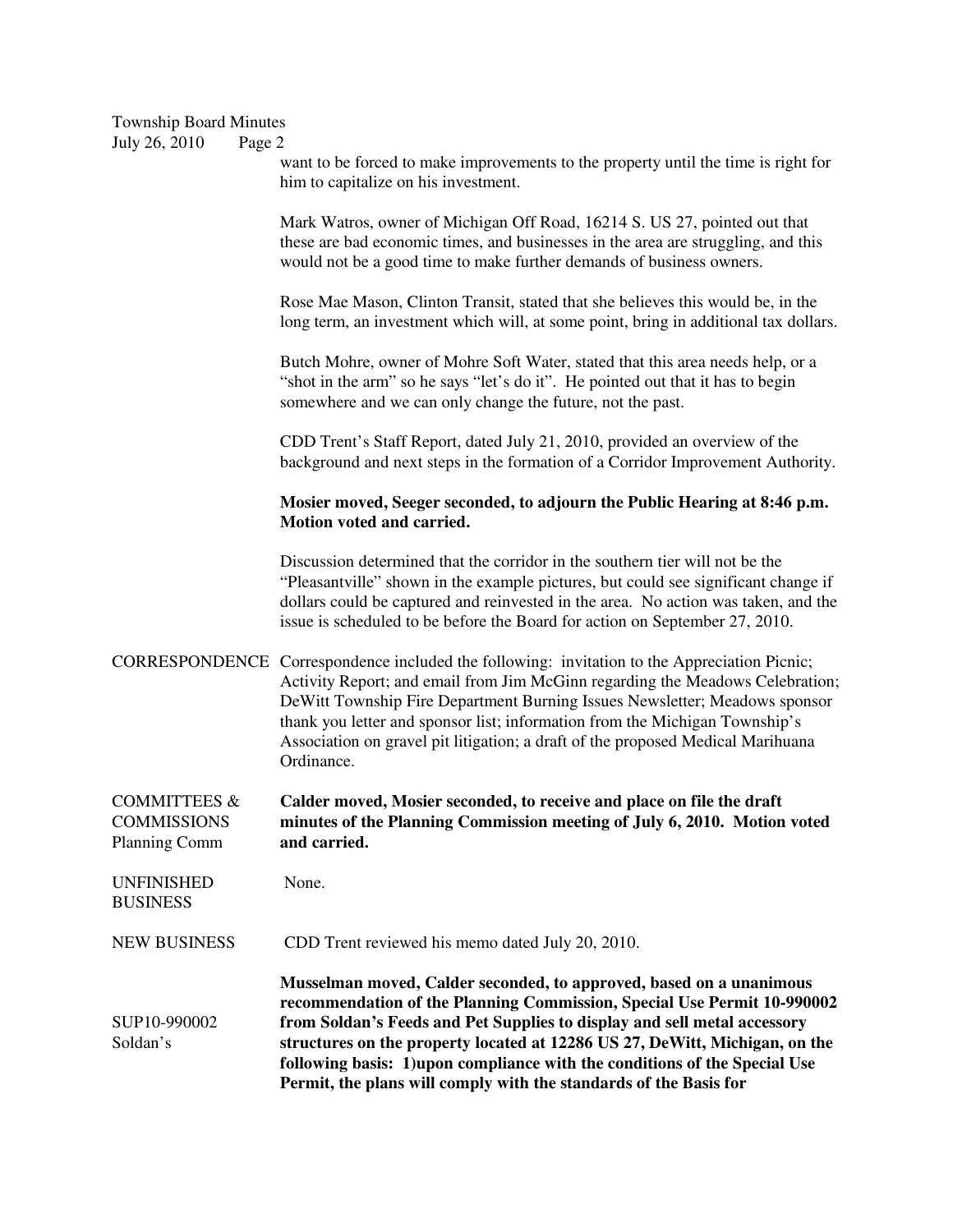want to be forced to make improvements to the property until the time is right for him to capitalize on his investment.

Mark Watros, owner of Michigan Off Road, 16214 S. US 27, pointed out that these are bad economic times, and businesses in the area are struggling, and this would not be a good time to make further demands of business owners.

Rose Mae Mason, Clinton Transit, stated that she believes this would be, in the long term, an investment which will, at some point, bring in additional tax dollars.

Butch Mohre, owner of Mohre Soft Water, stated that this area needs help, or a "shot in the arm" so he says "let's do it". He pointed out that it has to begin somewhere and we can only change the future, not the past.

CDD Trent's Staff Report, dated July 21, 2010, provided an overview of the background and next steps in the formation of a Corridor Improvement Authority.

**Mosier moved, Seeger seconded, to adjourn the Public Hearing at 8:46 p.m. Motion voted and carried.**

Discussion determined that the corridor in the southern tier will not be the "Pleasantville" shown in the example pictures, but could see significant change if dollars could be captured and reinvested in the area. No action was taken, and the issue is scheduled to be before the Board for action on September 27, 2010.

CORRESPONDENCE

Correspondence included the following: invitation to the Appreciation Picnic; Activity Report; and email from Jim McGinn regarding the Meadows Celebration; DeWitt Township Fire Department Burning Issues Newsletter; Meadows sponsor thank you letter and sponsor list; information from the Michigan Township's Association on gravel pit litigation; a draft of the proposed Medical Marihuana Ordinance.

COMMITTEES & COMMISSIONS
Planning Comm

**Calder moved, Mosier seconded, to receive and place on file the draft minutes of the Planning Commission meeting of July 6, 2010. Motion voted and carried.**

UNFINISHED BUSINESS

None.

NEW BUSINESS

CDD Trent reviewed his memo dated July 20, 2010.

SUP10-990002
Soldan's

**Musselman moved, Calder seconded, to approved, based on a unanimous recommendation of the Planning Commission, Special Use Permit 10-990002 from Soldan's Feeds and Pet Supplies to display and sell metal accessory structures on the property located at 12286 US 27, DeWitt, Michigan, on the following basis: 1)upon compliance with the conditions of the Special Use Permit, the plans will comply with the standards of the Basis for**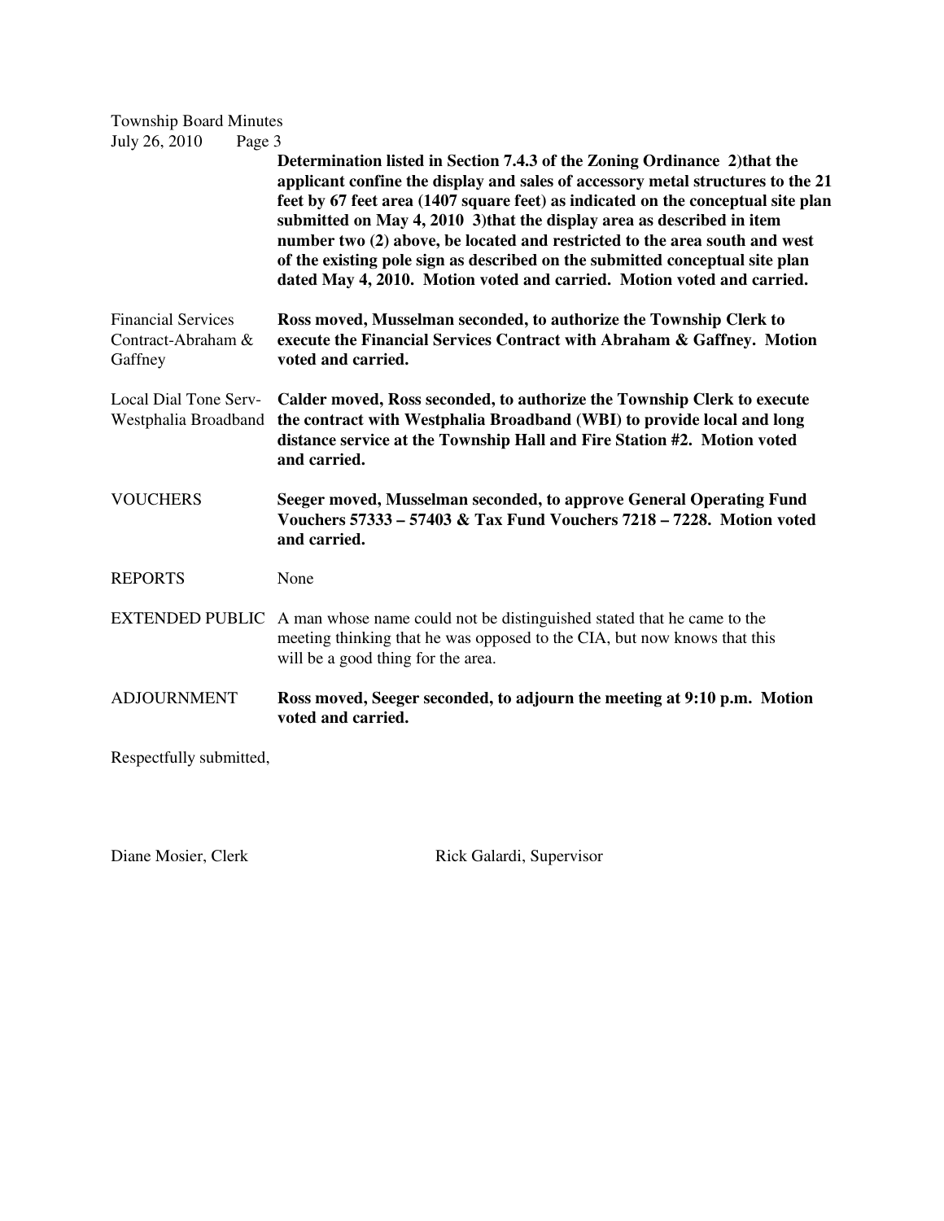**Determination listed in Section 7.4.3 of the Zoning Ordinance 2)that the applicant confine the display and sales of accessory metal structures to the 21 feet by 67 feet area (1407 square feet) as indicated on the conceptual site plan submitted on May 4, 2010 3)that the display area as described in item number two (2) above, be located and restricted to the area south and west of the existing pole sign as described on the submitted conceptual site plan dated May 4, 2010. Motion voted and carried. Motion voted and carried.**

| | |
|---|---|
| Financial Services Contract-Abraham & Gaffney | **Ross moved, Musselman seconded, to authorize the Township Clerk to execute the Financial Services Contract with Abraham & Gaffney. Motion voted and carried.** |
| Local Dial Tone Serv-Westphalia Broadband | **Calder moved, Ross seconded, to authorize the Township Clerk to execute the contract with Westphalia Broadband (WBI) to provide local and long distance service at the Township Hall and Fire Station #2. Motion voted and carried.** |
| VOUCHERS | **Seeger moved, Musselman seconded, to approve General Operating Fund Vouchers 57333 – 57403 & Tax Fund Vouchers 7218 – 7228. Motion voted and carried.** |
| REPORTS | None |
| EXTENDED PUBLIC | A man whose name could not be distinguished stated that he came to the meeting thinking that he was opposed to the CIA, but now knows that this will be a good thing for the area. |
| ADJOURNMENT | **Ross moved, Seeger seconded, to adjourn the meeting at 9:10 p.m. Motion voted and carried.** |

Respectfully submitted,

Diane Mosier, Clerk

Rick Galardi, Supervisor